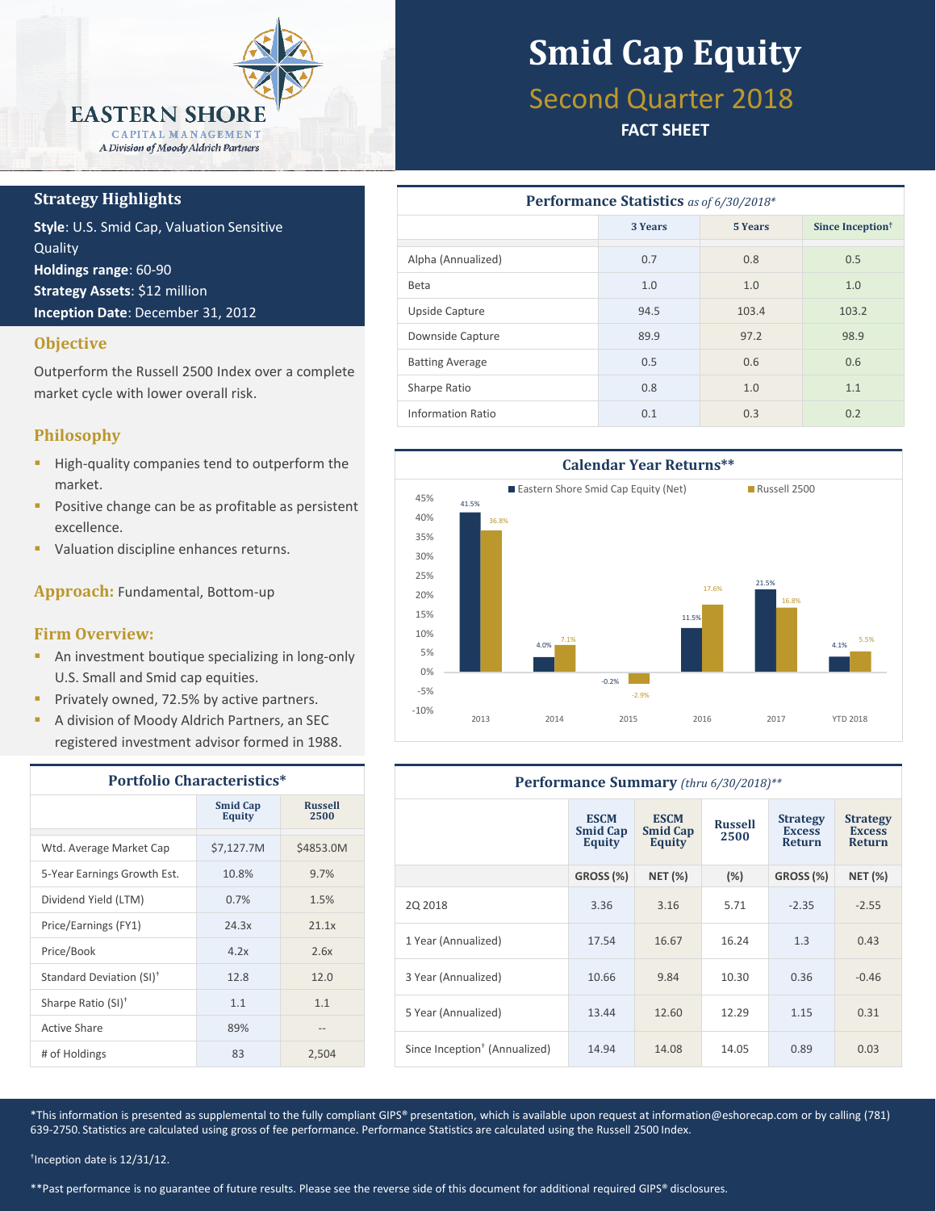EASTERN SHORE
CAPITAL MANAGEMENT
*A Division of Moody Aldrich Partners*

# Smid Cap Equity

## Second Quarter 2018

**FACT SHEET**

### Strategy Highlights

**Style**: U.S. Smid Cap, Valuation Sensitive Quality
**Holdings range**: 60-90
**Strategy Assets**: $12 million
**Inception Date**: December 31, 2012

### Objective

Outperform the Russell 2500 Index over a complete market cycle with lower overall risk.

### Philosophy

- High-quality companies tend to outperform the market.
- Positive change can be as profitable as persistent excellence.
- Valuation discipline enhances returns.

### Approach: Fundamental, Bottom-up

### Firm Overview:

- An investment boutique specializing in long-only U.S. Small and Smid cap equities.
- Privately owned, 72.5% by active partners.
- A division of Moody Aldrich Partners, an SEC registered investment advisor formed in 1988.

### Performance Statistics *as of 6/30/2018**

| | 3 Years | 5 Years | Since Inception[†] |
|---|---|---|---|
| Alpha (Annualized) | 0.7 | 0.8 | 0.5 |
| Beta | 1.0 | 1.0 | 1.0 |
| Upside Capture | 94.5 | 103.4 | 103.2 |
| Downside Capture | 89.9 | 97.2 | 98.9 |
| Batting Average | 0.5 | 0.6 | 0.6 |
| Sharpe Ratio | 0.8 | 1.0 | 1.1 |
| Information Ratio | 0.1 | 0.3 | 0.2 |

### Calendar Year Returns**

| | Eastern Shore Smid Cap Equity (Net) | Russell 2500 |
|---|---|---|
| 2013 | 41.5% | 36.8% |
| 2014 | 4.0% | 7.1% |
| 2015 | -0.2% | -2.9% |
| 2016 | 11.5% | 17.6% |
| 2017 | 21.5% | 16.8% |
| YTD 2018 | 4.1% | 5.5% |

### Portfolio Characteristics*

| | Smid Cap Equity | Russell 2500 |
|---|---|---|
| Wtd. Average Market Cap | $7,127.7M | $4853.0M |
| 5-Year Earnings Growth Est. | 10.8% | 9.7% |
| Dividend Yield (LTM) | 0.7% | 1.5% |
| Price/Earnings (FY1) | 24.3x | 21.1x |
| Price/Book | 4.2x | 2.6x |
| Standard Deviation (SI)[†] | 12.8 | 12.0 |
| Sharpe Ratio (SI)[†] | 1.1 | 1.1 |
| Active Share | 89% | -- |
| # of Holdings | 83 | 2,504 |

### Performance Summary *(thru 6/30/2018)***

| | ESCM Smid Cap Equity | ESCM Smid Cap Equity | Russell 2500 | Strategy Excess Return | Strategy Excess Return |
|---|---|---|---|---|---|
| | GROSS (%) | NET (%) | (%) | GROSS (%) | NET (%) |
| 2Q 2018 | 3.36 | 3.16 | 5.71 | -2.35 | -2.55 |
| 1 Year (Annualized) | 17.54 | 16.67 | 16.24 | 1.3 | 0.43 |
| 3 Year (Annualized) | 10.66 | 9.84 | 10.30 | 0.36 | -0.46 |
| 5 Year (Annualized) | 13.44 | 12.60 | 12.29 | 1.15 | 0.31 |
| Since Inception[†] (Annualized) | 14.94 | 14.08 | 14.05 | 0.89 | 0.03 |

*This information is presented as supplemental to the fully compliant GIPS® presentation, which is available upon request at information@eshorecap.com or by calling (781) 639-2750. Statistics are calculated using gross of fee performance. Performance Statistics are calculated using the Russell 2500 Index.

[†]Inception date is 12/31/12.

**Past performance is no guarantee of future results. Please see the reverse side of this document for additional required GIPS® disclosures.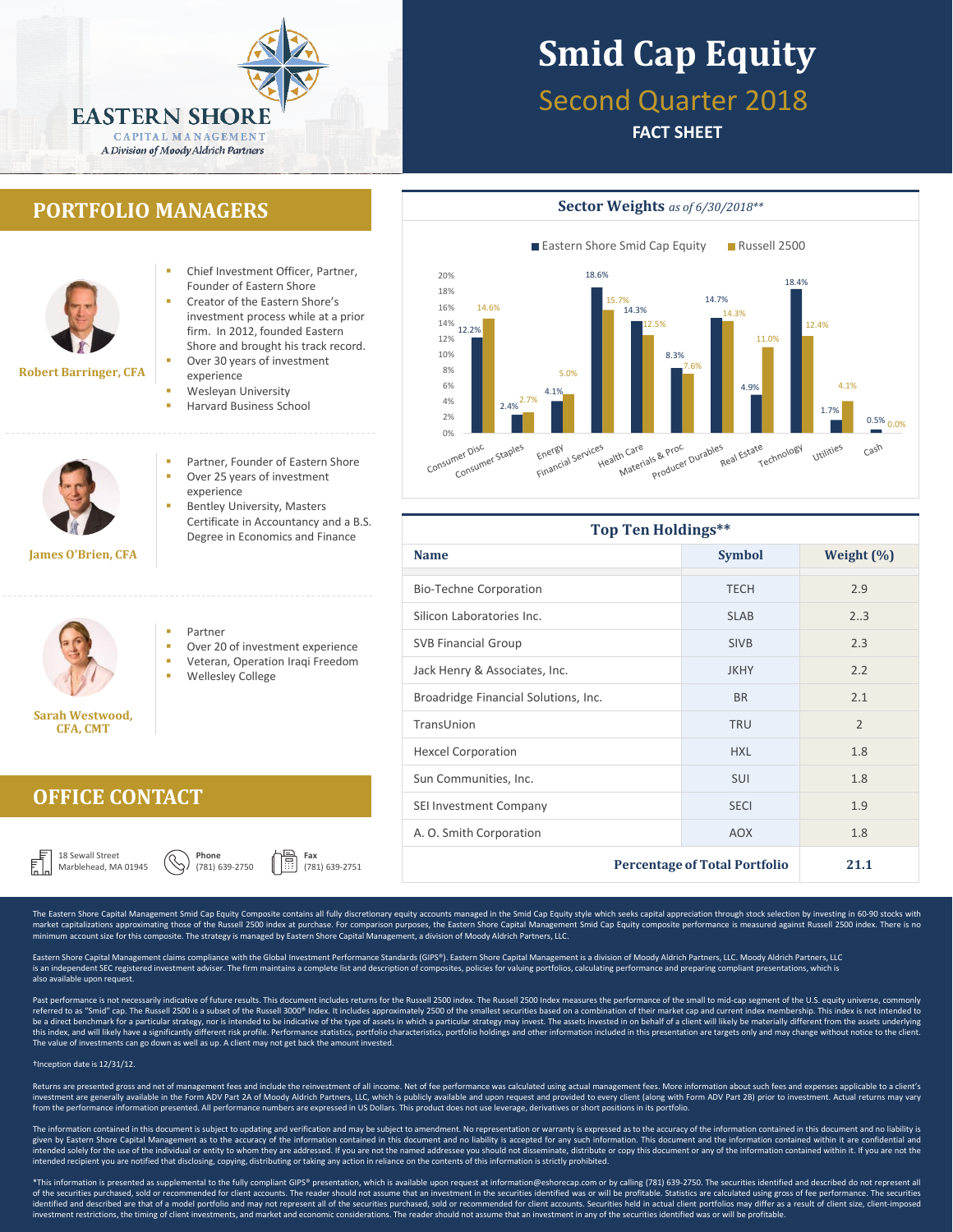EASTERN SHORE
CAPITAL MANAGEMENT
*A Division of Moody Aldrich Partners*

# Smid Cap Equity

## Second Quarter 2018

**FACT SHEET**

## PORTFOLIO MANAGERS

**Robert Barringer, CFA**

- Chief Investment Officer, Partner, Founder of Eastern Shore
- Creator of the Eastern Shore's investment process while at a prior firm. In 2012, founded Eastern Shore and brought his track record.
- Over 30 years of investment experience
- Wesleyan University
- Harvard Business School

**James O'Brien, CFA**

- Partner, Founder of Eastern Shore
- Over 25 years of investment experience
- Bentley University, Masters Certificate in Accountancy and a B.S. Degree in Economics and Finance

**Sarah Westwood, CFA, CMT**

- Partner
- Over 20 of investment experience
- Veteran, Operation Iraqi Freedom
- Wellesley College

## OFFICE CONTACT

18 Sewall Street
Marblehead, MA 01945

**Phone**
(781) 639-2750

**Fax**
(781) 639-2751

### Sector Weights *as of 6/30/2018***

Eastern Shore Smid Cap Equity
Russell 2500

20%
18%
16%
14%
12%
10%
8%
6%
4%
2%
0%

Consumer Disc 12.2% 14.6%
Consumer Staples 2.4% 2.7%
Energy 4.1% 5.0%
Financial Services 18.6% 15.7%
Health Care 14.3% 12.5%
Materials & Proc 8.3% 7.6%
Producer Durables 14.7% 14.3%
Real Estate 4.9% 11.0%
Technology 18.4% 12.4%
Utilities 1.7% 4.1%
Cash 0.5% 0.0%

### Top Ten Holdings**

| Name | Symbol | Weight (%) |
|---|---|---|
| Bio-Techne Corporation | TECH | 2.9 |
| Silicon Laboratories Inc. | SLAB | 2..3 |
| SVB Financial Group | SIVB | 2.3 |
| Jack Henry & Associates, Inc. | JKHY | 2.2 |
| Broadridge Financial Solutions, Inc. | BR | 2.1 |
| TransUnion | TRU | 2 |
| Hexcel Corporation | HXL | 1.8 |
| Sun Communities, Inc. | SUI | 1.8 |
| SEI Investment Company | SECI | 1.9 |
| A. O. Smith Corporation | AOX | 1.8 |
| **Percentage of Total Portfolio** | | **21.1** |

The Eastern Shore Capital Management Smid Cap Equity Composite contains all fully discretionary equity accounts managed in the Smid Cap Equity style which seeks capital appreciation through stock selection by investing in 60-90 stocks with market capitalizations approximating those of the Russell 2500 index at purchase. For comparison purposes, the Eastern Shore Capital Management Smid Cap Equity composite performance is measured against Russell 2500 index. There is no minimum account size for this composite. The strategy is managed by Eastern Shore Capital Management, a division of Moody Aldrich Partners, LLC.

Eastern Shore Capital Management claims compliance with the Global Investment Performance Standards (GIPS®). Eastern Shore Capital Management is a division of Moody Aldrich Partners, LLC. Moody Aldrich Partners, LLC is an independent SEC registered investment adviser. The firm maintains a complete list and description of composites, policies for valuing portfolios, calculating performance and preparing compliant presentations, which is also available upon request.

Past performance is not necessarily indicative of future results. This document includes returns for the Russell 2500 index. The Russell 2500 Index measures the performance of the small to mid-cap segment of the U.S. equity universe, commonly referred to as "Smid" cap. The Russell 2500 is a subset of the Russell 3000® Index. It includes approximately 2500 of the smallest securities based on a combination of their market cap and current index membership. This index is not intended to be a direct benchmark for a particular strategy, nor is intended to be indicative of the type of assets in which a particular strategy may invest. The assets invested in on behalf of a client will likely be materially different from the assets underlying this index, and will likely have a significantly different risk profile. Performance statistics, portfolio characteristics, portfolio holdings and other information included in this presentation are targets only and may change without notice to the client. The value of investments can go down as well as up. A client may not get back the amount invested.

†Inception date is 12/31/12.

Returns are presented gross and net of management fees and include the reinvestment of all income. Net of fee performance was calculated using actual management fees. More information about such fees and expenses applicable to a client's investment are generally available in the Form ADV Part 2A of Moody Aldrich Partners, LLC, which is publicly available and upon request and provided to every client (along with Form ADV Part 2B) prior to investment. Actual returns may vary from the performance information presented. All performance numbers are expressed in US Dollars. This product does not use leverage, derivatives or short positions in its portfolio.

The information contained in this document is subject to updating and verification and may be subject to amendment. No representation or warranty is expressed as to the accuracy of the information contained in this document and no liability is given by Eastern Shore Capital Management as to the accuracy of the information contained in this document and no liability is accepted for any such information. This document and the information contained within it are confidential and intended solely for the use of the individual or entity to whom they are addressed. If you are not the named addressee you should not disseminate, distribute or copy this document or any of the information contained within it. If you are not the intended recipient you are notified that disclosing, copying, distributing or taking any action in reliance on the contents of this information is strictly prohibited.

*This information is presented as supplemental to the fully compliant GIPS® presentation, which is available upon request at information@eshorecap.com or by calling (781) 639-2750. The securities identified and described do not represent all of the securities purchased, sold or recommended for client accounts. The reader should not assume that an investment in the securities identified was or will be profitable. Statistics are calculated using gross of fee performance. The securities identified and described are that of a model portfolio and may not represent all of the securities purchased, sold or recommended for client accounts. Securities held in actual client portfolios may differ as a result of client size, client-imposed investment restrictions, the timing of client investments, and market and economic considerations. The reader should not assume that an investment in any of the securities identified was or will be profitable.